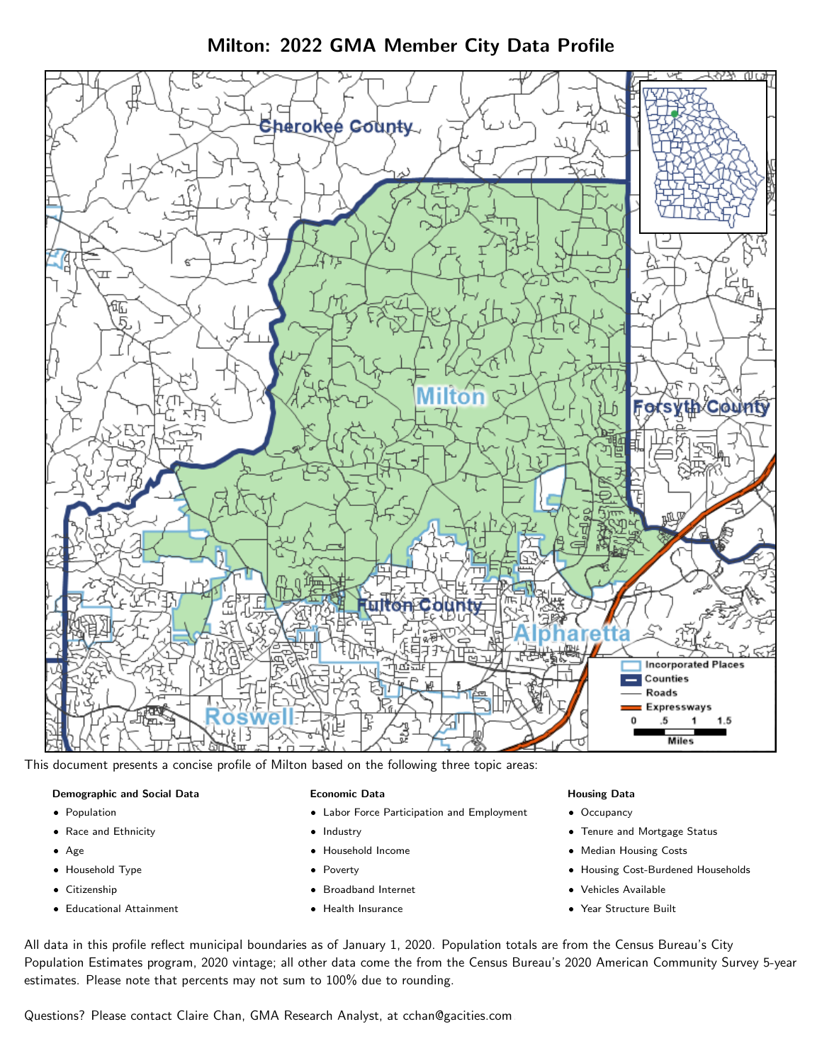# Milton: 2022 GMA Member City Data Profile

This document presents a concise profile of Milton based on the following three topic areas:

**Demographic and Social Data**

- Population
- Race and Ethnicity
- Age
- Household Type
- Citizenship
- Educational Attainment

**Economic Data**

- Labor Force Participation and Employment
- Industry
- Household Income
- Poverty
- Broadband Internet
- Health Insurance

**Housing Data**

- Occupancy
- Tenure and Mortgage Status
- Median Housing Costs
- Housing Cost-Burdened Households
- Vehicles Available
- Year Structure Built

All data in this profile reflect municipal boundaries as of January 1, 2020. Population totals are from the Census Bureau's City Population Estimates program, 2020 vintage; all other data come the from the Census Bureau's 2020 American Community Survey 5-year estimates. Please note that percents may not sum to 100% due to rounding.

Questions? Please contact Claire Chan, GMA Research Analyst, at cchan@gacities.com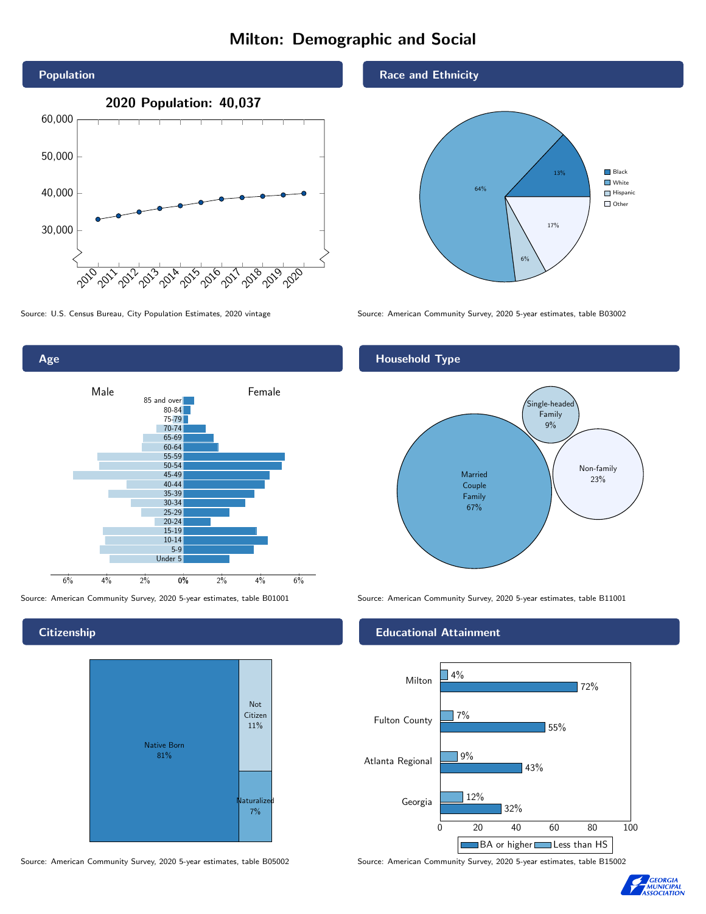# Milton: Demographic and Social

## Population

**2020 Population: 40,037**

Source: U.S. Census Bureau, City Population Estimates, 2020 vintage

## Race and Ethnicity

| Group | Percent |
|---|---|
| Black | 13% |
| White | 64% |
| Hispanic | 6% |
| Other | 17% |

Source: American Community Survey, 2020 5-year estimates, table B03002

## Age

Source: American Community Survey, 2020 5-year estimates, table B01001

## Household Type

| Household Type | Percent |
|---|---|
| Married Couple Family | 67% |
| Single-headed Family | 9% |
| Non-family | 23% |

Source: American Community Survey, 2020 5-year estimates, table B11001

## Citizenship

| Status | Percent |
|---|---|
| Native Born | 81% |
| Not Citizen | 11% |
| Naturalized | 7% |

Source: American Community Survey, 2020 5-year estimates, table B05002

## Educational Attainment

| Area | Less than HS | BA or higher |
|---|---|---|
| Milton | 4% | 72% |
| Fulton County | 7% | 55% |
| Atlanta Regional | 9% | 43% |
| Georgia | 12% | 32% |

Source: American Community Survey, 2020 5-year estimates, table B15002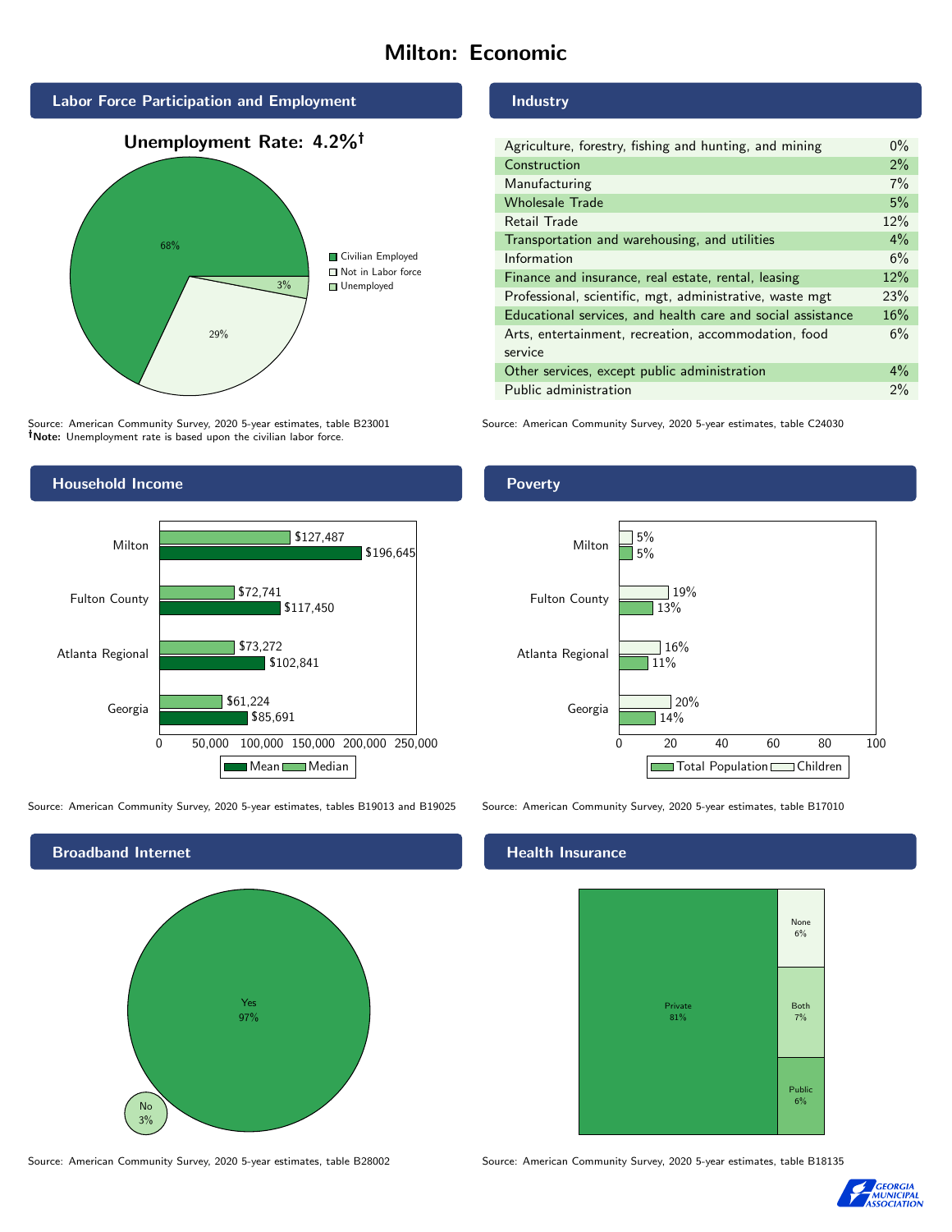# Milton: Economic

## Labor Force Participation and Employment

**Unemployment Rate: 4.2%†**

| Category | Percent |
|---|---|
| Civilian Employed | 68% |
| Not in Labor force | 29% |
| Unemployed | 3% |

Source: American Community Survey, 2020 5-year estimates, table B23001
**†Note:** Unemployment rate is based upon the civilian labor force.

## Industry

| Industry | Percent |
|---|---|
| Agriculture, forestry, fishing and hunting, and mining | 0% |
| Construction | 2% |
| Manufacturing | 7% |
| Wholesale Trade | 5% |
| Retail Trade | 12% |
| Transportation and warehousing, and utilities | 4% |
| Information | 6% |
| Finance and insurance, real estate, rental, leasing | 12% |
| Professional, scientific, mgt, administrative, waste mgt | 23% |
| Educational services, and health care and social assistance | 16% |
| Arts, entertainment, recreation, accommodation, food service | 6% |
| Other services, except public administration | 4% |
| Public administration | 2% |

Source: American Community Survey, 2020 5-year estimates, table C24030

## Household Income

| Area | Median | Mean |
|---|---|---|
| Milton | $127,487 | $196,645 |
| Fulton County | $72,741 | $117,450 |
| Atlanta Regional | $73,272 | $102,841 |
| Georgia | $61,224 | $85,691 |

Source: American Community Survey, 2020 5-year estimates, tables B19013 and B19025

## Poverty

| Area | Children | Total Population |
|---|---|---|
| Milton | 5% | 5% |
| Fulton County | 19% | 13% |
| Atlanta Regional | 16% | 11% |
| Georgia | 20% | 14% |

Source: American Community Survey, 2020 5-year estimates, table B17010

## Broadband Internet

| Response | Percent |
|---|---|
| Yes | 97% |
| No | 3% |

Source: American Community Survey, 2020 5-year estimates, table B28002

## Health Insurance

| Type | Percent |
|---|---|
| Private | 81% |
| None | 6% |
| Both | 7% |
| Public | 6% |

Source: American Community Survey, 2020 5-year estimates, table B18135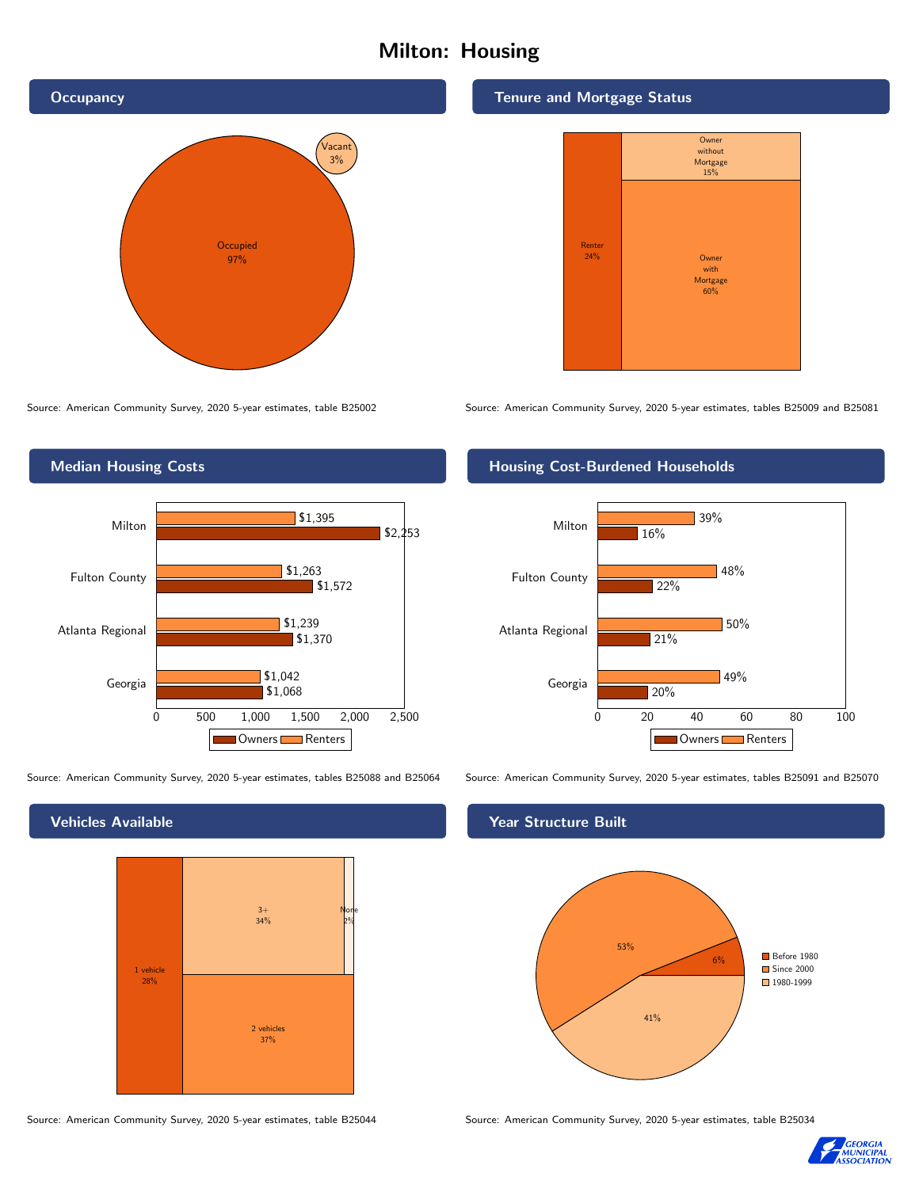# Milton: Housing

## Occupancy

Occupied
97%

Vacant
3%

Source: American Community Survey, 2020 5-year estimates, table B25002

## Tenure and Mortgage Status

Renter
24%

Owner without Mortgage
15%

Owner with Mortgage
60%

Source: American Community Survey, 2020 5-year estimates, tables B25009 and B25081

## Median Housing Costs

Milton
$1,395
$2,253

Fulton County
$1,263
$1,572

Atlanta Regional
$1,239
$1,370

Georgia
$1,042
$1,068

0
500
1,000
1,500
2,000
2,500

Owners
Renters

Source: American Community Survey, 2020 5-year estimates, tables B25088 and B25064

## Housing Cost-Burdened Households

Milton
39%
16%

Fulton County
48%
22%

Atlanta Regional
50%
21%

Georgia
49%
20%

0
20
40
60
80
100

Owners
Renters

Source: American Community Survey, 2020 5-year estimates, tables B25091 and B25070

## Vehicles Available

1 vehicle
28%

3+
34%

None
2%

2 vehicles
37%

Source: American Community Survey, 2020 5-year estimates, table B25044

## Year Structure Built

53%

6%

41%

Before 1980
Since 2000
1980-1999

Source: American Community Survey, 2020 5-year estimates, table B25034